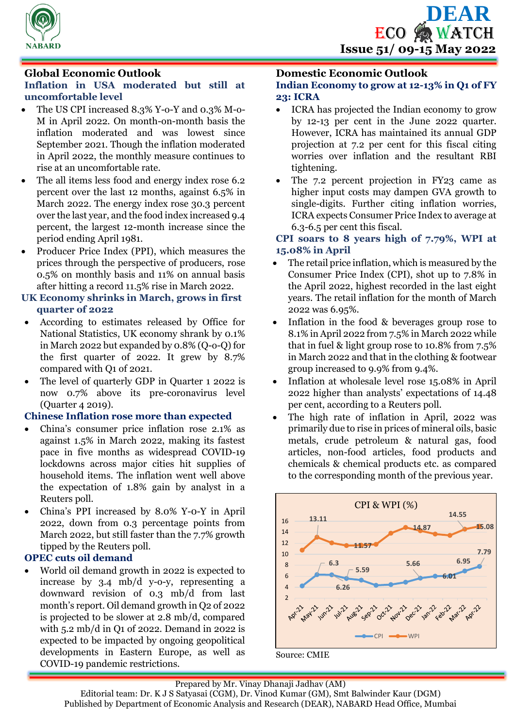# DEAR ECO WATCH

**Issue 51/ 09-15 May 2022**

## Global Economic Outlook

### Inflation in USA moderated but still at uncomfortable level

- The US CPI increased 8.3% Y-o-Y and 0.3% M-o-M in April 2022. On month-on-month basis the inflation moderated and was lowest since September 2021. Though the inflation moderated in April 2022, the monthly measure continues to rise at an uncomfortable rate.
- The all items less food and energy index rose 6.2 percent over the last 12 months, against 6.5% in March 2022. The energy index rose 30.3 percent over the last year, and the food index increased 9.4 percent, the largest 12-month increase since the period ending April 1981.
- Producer Price Index (PPI), which measures the prices through the perspective of producers, rose 0.5% on monthly basis and 11% on annual basis after hitting a record 11.5% rise in March 2022.

### UK Economy shrinks in March, grows in first quarter of 2022

- According to estimates released by Office for National Statistics, UK economy shrank by 0.1% in March 2022 but expanded by 0.8% (Q-o-Q) for the first quarter of 2022. It grew by 8.7% compared with Q1 of 2021.
- The level of quarterly GDP in Quarter 1 2022 is now 0.7% above its pre-coronavirus level (Quarter 4 2019).

### Chinese Inflation rose more than expected

- China's consumer price inflation rose 2.1% as against 1.5% in March 2022, making its fastest pace in five months as widespread COVID-19 lockdowns across major cities hit supplies of household items. The inflation went well above the expectation of 1.8% gain by analyst in a Reuters poll.
- China's PPI increased by 8.0% Y-0-Y in April 2022, down from 0.3 percentage points from March 2022, but still faster than the 7.7% growth tipped by the Reuters poll.

### OPEC cuts oil demand

- World oil demand growth in 2022 is expected to increase by 3.4 mb/d y-o-y, representing a downward revision of 0.3 mb/d from last month's report. Oil demand growth in Q2 of 2022 is projected to be slower at 2.8 mb/d, compared with 5.2 mb/d in Q1 of 2022. Demand in 2022 is expected to be impacted by ongoing geopolitical developments in Eastern Europe, as well as COVID-19 pandemic restrictions.

## Domestic Economic Outlook

### Indian Economy to grow at 12-13% in Q1 of FY 23: ICRA

- ICRA has projected the Indian economy to grow by 12-13 per cent in the June 2022 quarter. However, ICRA has maintained its annual GDP projection at 7.2 per cent for this fiscal citing worries over inflation and the resultant RBI tightening.
- The 7.2 percent projection in FY23 came as higher input costs may dampen GVA growth to single-digits. Further citing inflation worries, ICRA expects Consumer Price Index to average at 6.3-6.5 per cent this fiscal.

### CPI soars to 8 years high of 7.79%, WPI at 15.08% in April

- The retail price inflation, which is measured by the Consumer Price Index (CPI), shot up to 7.8% in the April 2022, highest recorded in the last eight years. The retail inflation for the month of March 2022 was 6.95%.
- Inflation in the food & beverages group rose to 8.1% in April 2022 from 7.5% in March 2022 while that in fuel & light group rose to 10.8% from 7.5% in March 2022 and that in the clothing & footwear group increased to 9.9% from 9.4%.
- Inflation at wholesale level rose 15.08% in April 2022 higher than analysts' expectations of 14.48 per cent, according to a Reuters poll.
- The high rate of inflation in April, 2022 was primarily due to rise in prices of mineral oils, basic metals, crude petroleum & natural gas, food articles, non-food articles, food products and chemicals & chemical products etc. as compared to the corresponding month of the previous year.

CPI & WPI (%)

16
14
12
10
8
6
4
2

13.11
11.57
14.87
14.55
15.08
6.3
6.26
5.59
5.66
6.01
6.95
7.79

Apr-21 May-21 Jun-21 Jul-21 Aug-21 Sep-21 Oct-21 Nov-21 Dec-21 Jan-22 Feb-22 Mar-22 Apr-22

CPI WPI

Source: CMIE

Prepared by Mr. Vinay Dhanaji Jadhav (AM)
Editorial team: Dr. K J S Satyasai (CGM), Dr. Vinod Kumar (GM), Smt Balwinder Kaur (DGM)
Published by Department of Economic Analysis and Research (DEAR), NABARD Head Office, Mumbai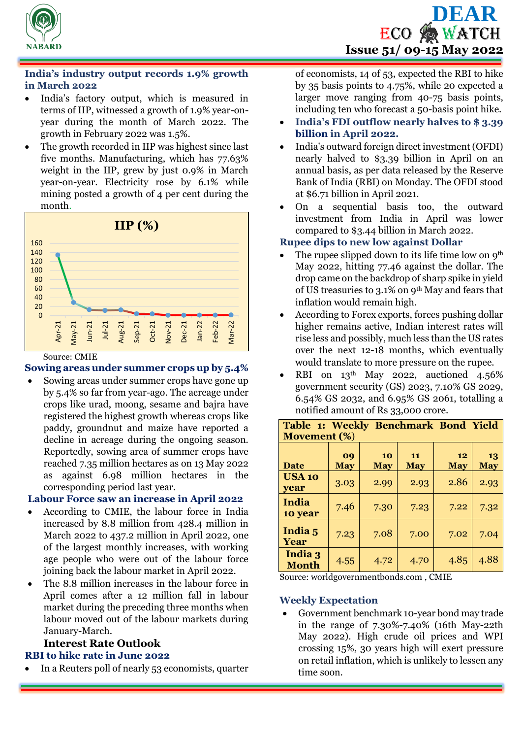# India's industry output records 1.9% growth in March 2022

- India's factory output, which is measured in terms of IIP, witnessed a growth of 1.9% year-on-year during the month of March 2022. The growth in February 2022 was 1.5%.
- The growth recorded in IIP was highest since last five months. Manufacturing, which has 77.63% weight in the IIP, grew by just 0.9% in March year-on-year. Electricity rose by 6.1% while mining posted a growth of 4 per cent during the month.

IIP (%)

160
140
120
100
80
60
40
20
0

Apr-21 May-21 Jun-21 Jul-21 Aug-21 Sep-21 Oct-21 Nov-21 Dec-21 Jan-22 Feb-22 Mar-22

Source: CMIE

## Sowing areas under summer crops up by 5.4%

- Sowing areas under summer crops have gone up by 5.4% so far from year-ago. The acreage under crops like urad, moong, sesame and bajra have registered the highest growth whereas crops like paddy, groundnut and maize have reported a decline in acreage during the ongoing season. Reportedly, sowing area of summer crops have reached 7.35 million hectares as on 13 May 2022 as against 6.98 million hectares in the corresponding period last year.

## Labour Force saw an increase in April 2022

- According to CMIE, the labour force in India increased by 8.8 million from 428.4 million in March 2022 to 437.2 million in April 2022, one of the largest monthly increases, with working age people who were out of the labour force joining back the labour market in April 2022.
- The 8.8 million increases in the labour force in April comes after a 12 million fall in labour market during the preceding three months when labour moved out of the labour markets during January-March.

# Interest Rate Outlook

## RBI to hike rate in June 2022

- In a Reuters poll of nearly 53 economists, quarter of economists, 14 of 53, expected the RBI to hike by 35 basis points to 4.75%, while 20 expected a larger move ranging from 40-75 basis points, including ten who forecast a 50-basis point hike.

## India's FDI outflow nearly halves to $ 3.39 billion in April 2022.

- India's outward foreign direct investment (OFDI) nearly halved to $3.39 billion in April on an annual basis, as per data released by the Reserve Bank of India (RBI) on Monday. The OFDI stood at $6.71 billion in April 2021.
- On a sequential basis too, the outward investment from India in April was lower compared to $3.44 billion in March 2022.

## Rupee dips to new low against Dollar

- The rupee slipped down to its life time low on 9th May 2022, hitting 77.46 against the dollar. The drop came on the backdrop of sharp spike in yield of US treasuries to 3.1% on 9th May and fears that inflation would remain high.
- According to Forex exports, forces pushing dollar higher remains active, Indian interest rates will rise less and possibly, much less than the US rates over the next 12-18 months, which eventually would translate to more pressure on the rupee.
- RBI on 13th May 2022, auctioned 4.56% government security (GS) 2023, 7.10% GS 2029, 6.54% GS 2032, and 6.95% GS 2061, totalling a notified amount of Rs 33,000 crore.

**Table 1: Weekly Benchmark Bond Yield Movement (%)**

| Date | 09 May | 10 May | 11 May | 12 May | 13 May |
|---|---|---|---|---|---|
| USA 10 year | 3.03 | 2.99 | 2.93 | 2.86 | 2.93 |
| India 10 year | 7.46 | 7.30 | 7.23 | 7.22 | 7.32 |
| India 5 Year | 7.23 | 7.08 | 7.00 | 7.02 | 7.04 |
| India 3 Month | 4.55 | 4.72 | 4.70 | 4.85 | 4.88 |

Source: worldgovernmentbonds.com , CMIE

## Weekly Expectation

- Government benchmark 10-year bond may trade in the range of 7.30%-7.40% (16th May-22th May 2022). High crude oil prices and WPI crossing 15%, 30 years high will exert pressure on retail inflation, which is unlikely to lessen any time soon.